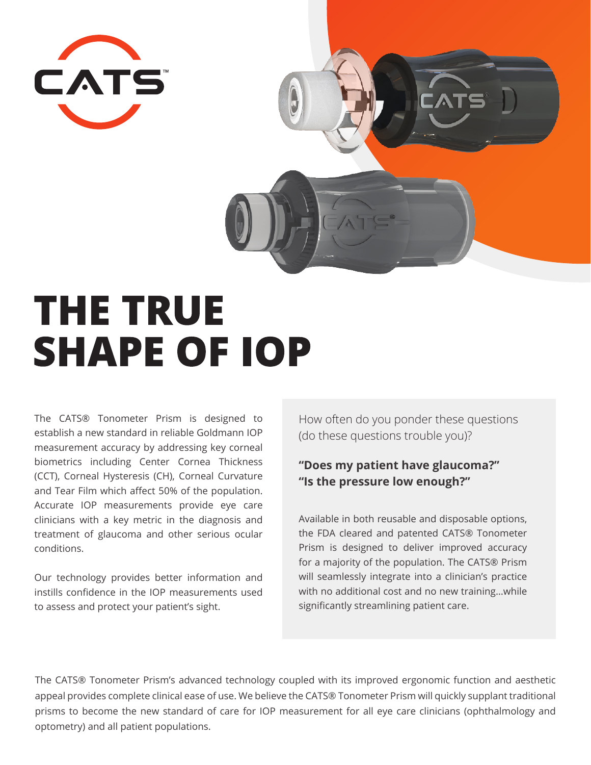CATS™

# THE TRUE SHAPE OF IOP

The CATS® Tonometer Prism is designed to establish a new standard in reliable Goldmann IOP measurement accuracy by addressing key corneal biometrics including Center Cornea Thickness (CCT), Corneal Hysteresis (CH), Corneal Curvature and Tear Film which affect 50% of the population. Accurate IOP measurements provide eye care clinicians with a key metric in the diagnosis and treatment of glaucoma and other serious ocular conditions.

Our technology provides better information and instills confidence in the IOP measurements used to assess and protect your patient's sight.

How often do you ponder these questions (do these questions trouble you)?

**"Does my patient have glaucoma?"**
**"Is the pressure low enough?"**

Available in both reusable and disposable options, the FDA cleared and patented CATS® Tonometer Prism is designed to deliver improved accuracy for a majority of the population. The CATS® Prism will seamlessly integrate into a clinician's practice with no additional cost and no new training...while significantly streamlining patient care.

The CATS® Tonometer Prism's advanced technology coupled with its improved ergonomic function and aesthetic appeal provides complete clinical ease of use. We believe the CATS® Tonometer Prism will quickly supplant traditional prisms to become the new standard of care for IOP measurement for all eye care clinicians (ophthalmology and optometry) and all patient populations.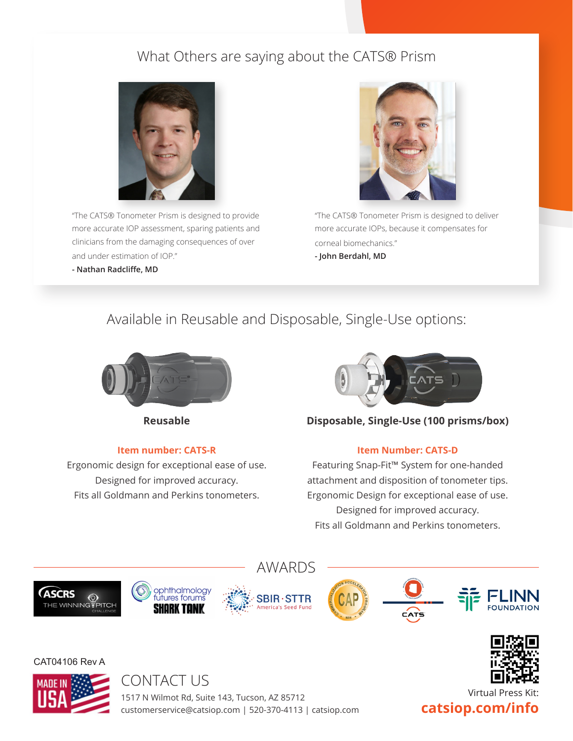## What Others are saying about the CATS® Prism

"The CATS® Tonometer Prism is designed to provide more accurate IOP assessment, sparing patients and clinicians from the damaging consequences of over and under estimation of IOP."

**- Nathan Radcliffe, MD**

"The CATS® Tonometer Prism is designed to deliver more accurate IOPs, because it compensates for corneal biomechanics."

**- John Berdahl, MD**

## Available in Reusable and Disposable, Single-Use options:

**Reusable**

**Item number: CATS-R**

Ergonomic design for exceptional ease of use.
Designed for improved accuracy.
Fits all Goldmann and Perkins tonometers.

**Disposable, Single-Use (100 prisms/box)**

**Item Number: CATS-D**

Featuring Snap-Fit™ System for one-handed attachment and disposition of tonometer tips.
Ergonomic Design for exceptional ease of use.
Designed for improved accuracy.
Fits all Goldmann and Perkins tonometers.

## AWARDS

ASCRS THE WINNING PITCH CHALLENGE | ophthalmology futures forums SHARK TANK | SBIR · STTR America's Seed Fund | CAP Commercialization Accelerator Program NIH | CATS | FLINN FOUNDATION

CAT04106 Rev A

MADE IN USA

## CONTACT US

1517 N Wilmot Rd, Suite 143, Tucson, AZ 85712
customerservice@catsiop.com | 520-370-4113 | catsiop.com

Virtual Press Kit:
**catsiop.com/info**